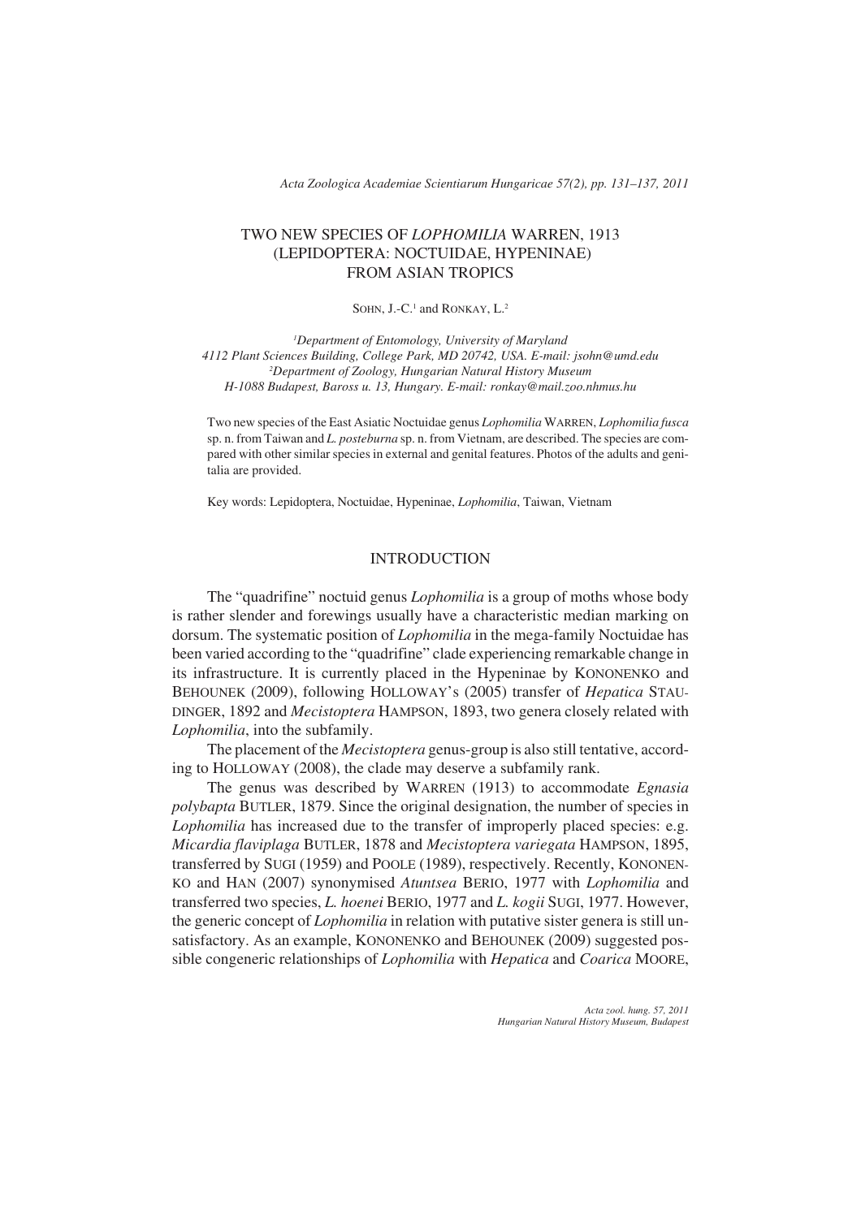# TWO NEW SPECIES OF *LOPHOMILIA* WARREN, 1913 (LEPIDOPTERA: NOCTUIDAE, HYPENINAE) FROM ASIAN TROPICS

SOHN, J.-C.[1] and RONKAY, L.[2]

[1]*Department of Entomology, University of Maryland 4112 Plant Sciences Building, College Park, MD 20742, USA. E-mail: jsohn@umd.edu*
[2]*Department of Zoology, Hungarian Natural History Museum H-1088 Budapest, Baross u. 13, Hungary. E-mail: ronkay@mail.zoo.nhmus.hu*

Two new species of the East Asiatic Noctuidae genus *Lophomilia* WARREN, *Lophomilia fusca* sp. n. from Taiwan and *L. posteburna* sp. n. from Vietnam, are described. The species are compared with other similar species in external and genital features. Photos of the adults and genitalia are provided.

Key words: Lepidoptera, Noctuidae, Hypeninae, *Lophomilia*, Taiwan, Vietnam

## INTRODUCTION

The "quadrifine" noctuid genus *Lophomilia* is a group of moths whose body is rather slender and forewings usually have a characteristic median marking on dorsum. The systematic position of *Lophomilia* in the mega-family Noctuidae has been varied according to the "quadrifine" clade experiencing remarkable change in its infrastructure. It is currently placed in the Hypeninae by KONONENKO and BEHOUNEK (2009), following HOLLOWAY's (2005) transfer of *Hepatica* STAUDINGER, 1892 and *Mecistoptera* HAMPSON, 1893, two genera closely related with *Lophomilia*, into the subfamily.

The placement of the *Mecistoptera* genus-group is also still tentative, according to HOLLOWAY (2008), the clade may deserve a subfamily rank.

The genus was described by WARREN (1913) to accommodate *Egnasia polybapta* BUTLER, 1879. Since the original designation, the number of species in *Lophomilia* has increased due to the transfer of improperly placed species: e.g. *Micardia flaviplaga* BUTLER, 1878 and *Mecistoptera variegata* HAMPSON, 1895, transferred by SUGI (1959) and POOLE (1989), respectively. Recently, KONONENKO and HAN (2007) synonymised *Atuntsea* BERIO, 1977 with *Lophomilia* and transferred two species, *L. hoenei* BERIO, 1977 and *L. kogii* SUGI, 1977. However, the generic concept of *Lophomilia* in relation with putative sister genera is still unsatisfactory. As an example, KONONENKO and BEHOUNEK (2009) suggested possible congeneric relationships of *Lophomilia* with *Hepatica* and *Coarica* MOORE,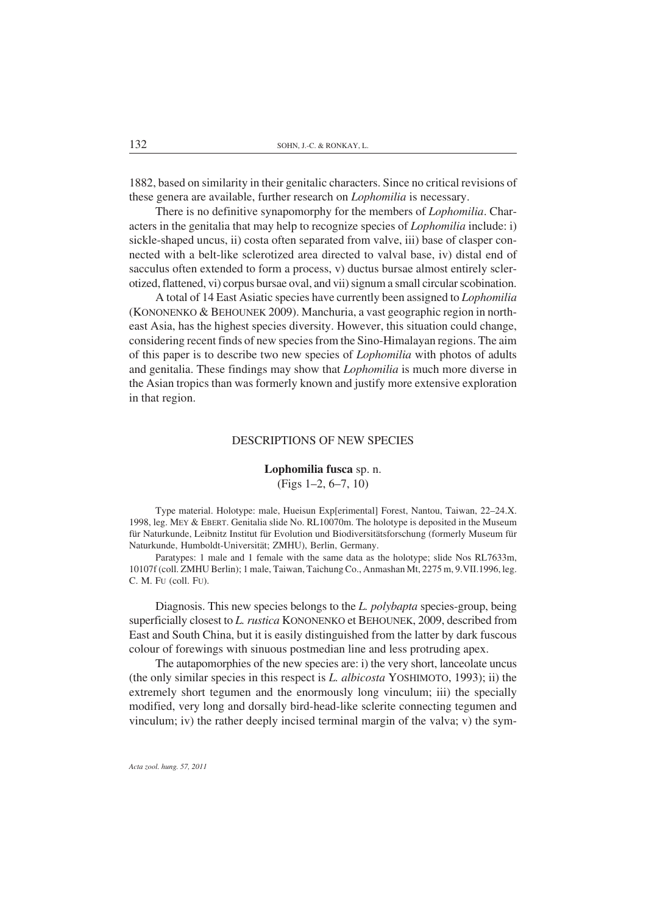1882, based on similarity in their genitalic characters. Since no critical revisions of these genera are available, further research on *Lophomilia* is necessary.

There is no definitive synapomorphy for the members of *Lophomilia*. Characters in the genitalia that may help to recognize species of *Lophomilia* include: i) sickle-shaped uncus, ii) costa often separated from valve, iii) base of clasper connected with a belt-like sclerotized area directed to valval base, iv) distal end of sacculus often extended to form a process, v) ductus bursae almost entirely sclerotized, flattened, vi) corpus bursae oval, and vii) signum a small circular scobination.

A total of 14 East Asiatic species have currently been assigned to *Lophomilia* (KONONENKO & BEHOUNEK 2009). Manchuria, a vast geographic region in northeast Asia, has the highest species diversity. However, this situation could change, considering recent finds of new species from the Sino-Himalayan regions. The aim of this paper is to describe two new species of *Lophomilia* with photos of adults and genitalia. These findings may show that *Lophomilia* is much more diverse in the Asian tropics than was formerly known and justify more extensive exploration in that region.

## DESCRIPTIONS OF NEW SPECIES

### **Lophomilia fusca** sp. n.

(Figs 1–2, 6–7, 10)

Type material. Holotype: male, Hueisun Exp[erimental] Forest, Nantou, Taiwan, 22–24.X. 1998, leg. MEY & EBERT. Genitalia slide No. RL10070m. The holotype is deposited in the Museum für Naturkunde, Leibnitz Institut für Evolution und Biodiversitätsforschung (formerly Museum für Naturkunde, Humboldt-Universität; ZMHU), Berlin, Germany.

Paratypes: 1 male and 1 female with the same data as the holotype; slide Nos RL7633m, 10107f (coll. ZMHU Berlin); 1 male, Taiwan, Taichung Co., Anmashan Mt, 2275 m, 9.VII.1996, leg. C. M. FU (coll. FU).

Diagnosis. This new species belongs to the *L. polybapta* species-group, being superficially closest to *L. rustica* KONONENKO et BEHOUNEK, 2009, described from East and South China, but it is easily distinguished from the latter by dark fuscous colour of forewings with sinuous postmedian line and less protruding apex.

The autapomorphies of the new species are: i) the very short, lanceolate uncus (the only similar species in this respect is *L. albicosta* YOSHIMOTO, 1993); ii) the extremely short tegumen and the enormously long vinculum; iii) the specially modified, very long and dorsally bird-head-like sclerite connecting tegumen and vinculum; iv) the rather deeply incised terminal margin of the valva; v) the sym-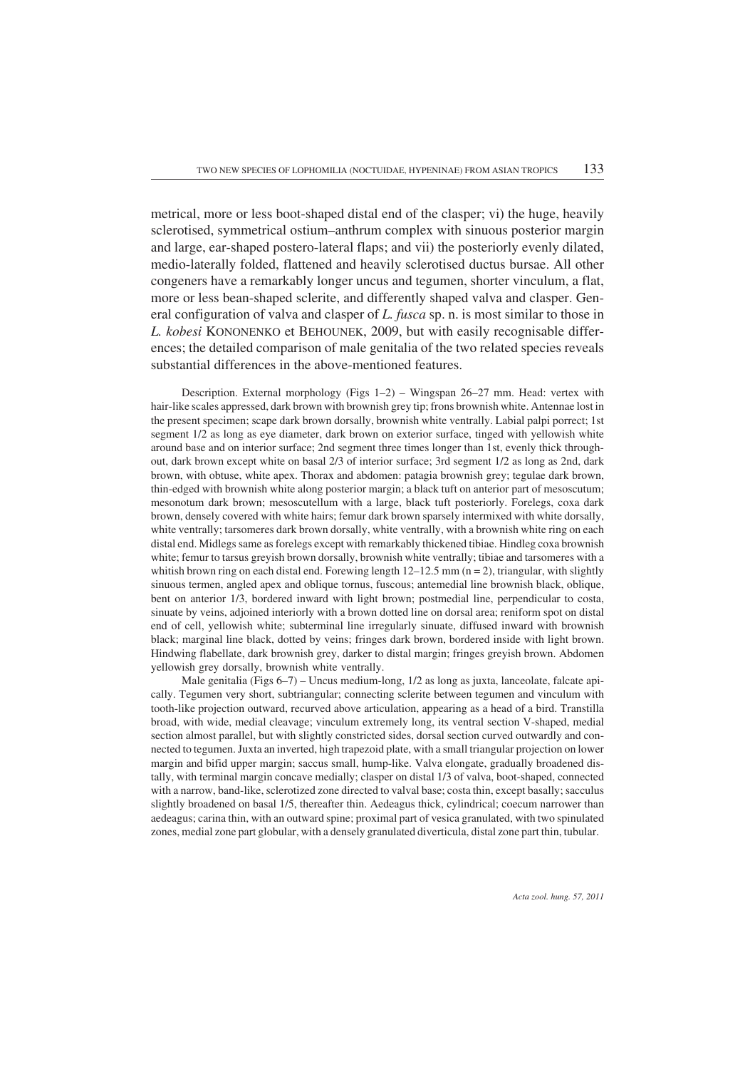metrical, more or less boot-shaped distal end of the clasper; vi) the huge, heavily sclerotised, symmetrical ostium–anthrum complex with sinuous posterior margin and large, ear-shaped postero-lateral flaps; and vii) the posteriorly evenly dilated, medio-laterally folded, flattened and heavily sclerotised ductus bursae. All other congeners have a remarkably longer uncus and tegumen, shorter vinculum, a flat, more or less bean-shaped sclerite, and differently shaped valva and clasper. General configuration of valva and clasper of *L. fusca* sp. n. is most similar to those in *L. kobesi* KONONENKO et BEHOUNEK, 2009, but with easily recognisable differences; the detailed comparison of male genitalia of the two related species reveals substantial differences in the above-mentioned features.

Description. External morphology (Figs 1–2) – Wingspan 26–27 mm. Head: vertex with hair-like scales appressed, dark brown with brownish grey tip; frons brownish white. Antennae lost in the present specimen; scape dark brown dorsally, brownish white ventrally. Labial palpi porrect; 1st segment 1/2 as long as eye diameter, dark brown on exterior surface, tinged with yellowish white around base and on interior surface; 2nd segment three times longer than 1st, evenly thick throughout, dark brown except white on basal 2/3 of interior surface; 3rd segment 1/2 as long as 2nd, dark brown, with obtuse, white apex. Thorax and abdomen: patagia brownish grey; tegulae dark brown, thin-edged with brownish white along posterior margin; a black tuft on anterior part of mesoscutum; mesonotum dark brown; mesoscutellum with a large, black tuft posteriorly. Forelegs, coxa dark brown, densely covered with white hairs; femur dark brown sparsely intermixed with white dorsally, white ventrally; tarsomeres dark brown dorsally, white ventrally, with a brownish white ring on each distal end. Midlegs same as forelegs except with remarkably thickened tibiae. Hindleg coxa brownish white; femur to tarsus greyish brown dorsally, brownish white ventrally; tibiae and tarsomeres with a whitish brown ring on each distal end. Forewing length 12–12.5 mm (n = 2), triangular, with slightly sinuous termen, angled apex and oblique tornus, fuscous; antemedial line brownish black, oblique, bent on anterior 1/3, bordered inward with light brown; postmedial line, perpendicular to costa, sinuate by veins, adjoined interiorly with a brown dotted line on dorsal area; reniform spot on distal end of cell, yellowish white; subterminal line irregularly sinuate, diffused inward with brownish black; marginal line black, dotted by veins; fringes dark brown, bordered inside with light brown. Hindwing flabellate, dark brownish grey, darker to distal margin; fringes greyish brown. Abdomen yellowish grey dorsally, brownish white ventrally.

Male genitalia (Figs 6–7) – Uncus medium-long, 1/2 as long as juxta, lanceolate, falcate apically. Tegumen very short, subtriangular; connecting sclerite between tegumen and vinculum with tooth-like projection outward, recurved above articulation, appearing as a head of a bird. Transtilla broad, with wide, medial cleavage; vinculum extremely long, its ventral section V-shaped, medial section almost parallel, but with slightly constricted sides, dorsal section curved outwardly and connected to tegumen. Juxta an inverted, high trapezoid plate, with a small triangular projection on lower margin and bifid upper margin; saccus small, hump-like. Valva elongate, gradually broadened distally, with terminal margin concave medially; clasper on distal 1/3 of valva, boot-shaped, connected with a narrow, band-like, sclerotized zone directed to valval base; costa thin, except basally; sacculus slightly broadened on basal 1/5, thereafter thin. Aedeagus thick, cylindrical; coecum narrower than aedeagus; carina thin, with an outward spine; proximal part of vesica granulated, with two spinulated zones, medial zone part globular, with a densely granulated diverticula, distal zone part thin, tubular.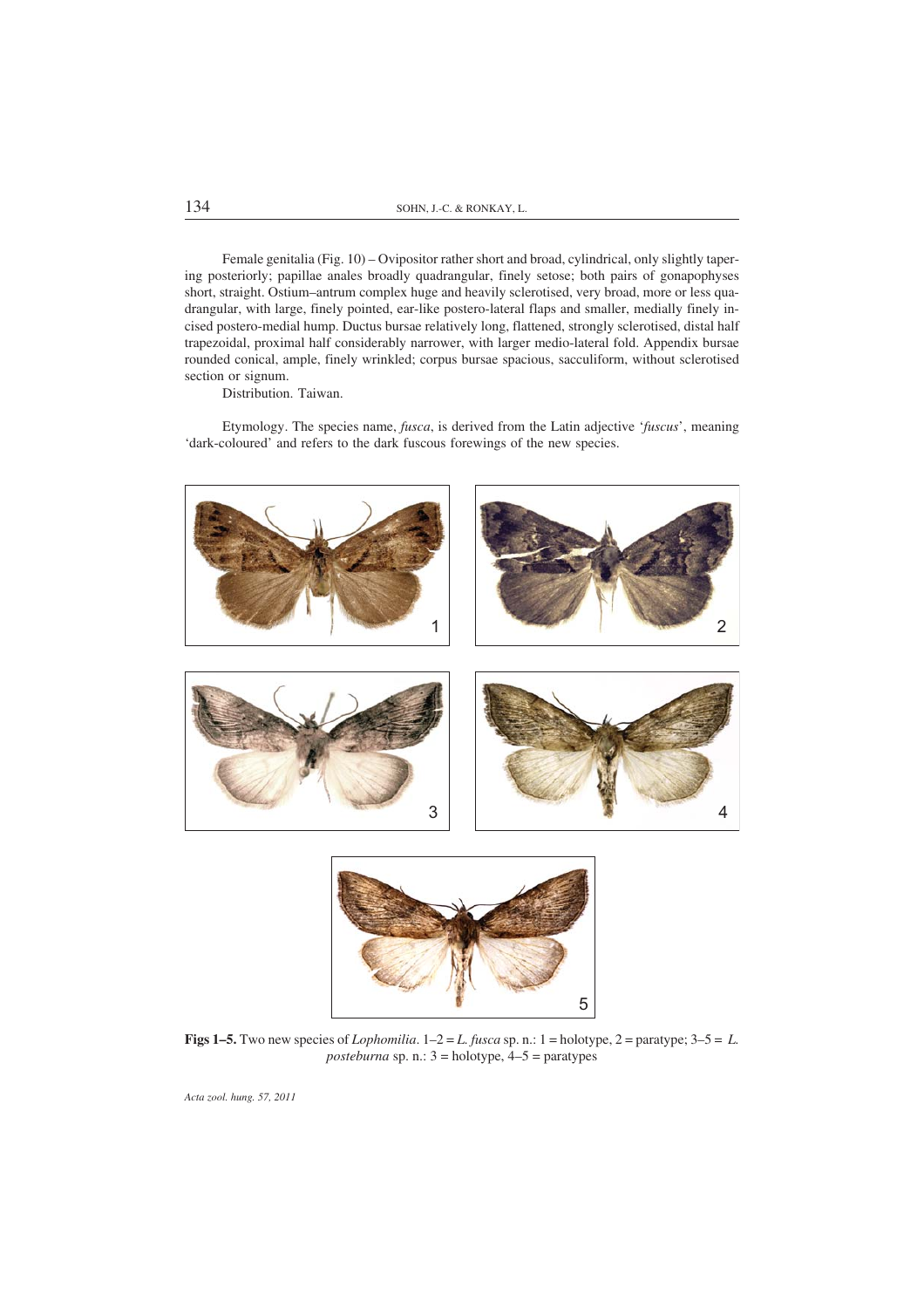Female genitalia (Fig. 10) – Ovipositor rather short and broad, cylindrical, only slightly tapering posteriorly; papillae anales broadly quadrangular, finely setose; both pairs of gonapophyses short, straight. Ostium–antrum complex huge and heavily sclerotised, very broad, more or less quadrangular, with large, finely pointed, ear-like postero-lateral flaps and smaller, medially finely incised postero-medial hump. Ductus bursae relatively long, flattened, strongly sclerotised, distal half trapezoidal, proximal half considerably narrower, with larger medio-lateral fold. Appendix bursae rounded conical, ample, finely wrinkled; corpus bursae spacious, sacculiform, without sclerotised section or signum.

Distribution. Taiwan.

Etymology. The species name, *fusca*, is derived from the Latin adjective '*fuscus*', meaning 'dark-coloured' and refers to the dark fuscous forewings of the new species.

**Figs 1–5.** Two new species of *Lophomilia*. 1–2 = *L. fusca* sp. n.: 1 = holotype, 2 = paratype; 3–5 = *L. posteburna* sp. n.: 3 = holotype, 4–5 = paratypes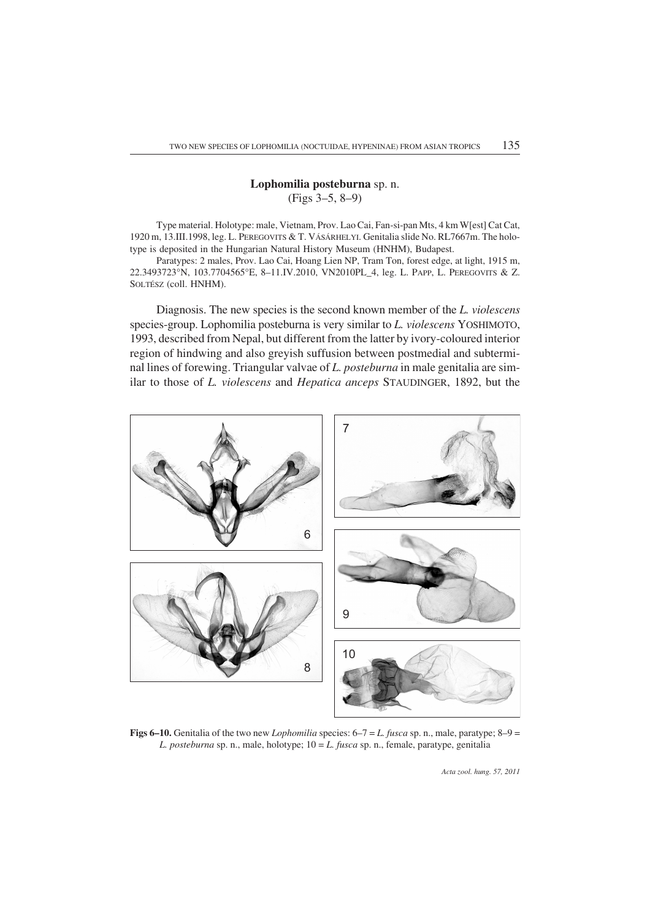## **Lophomilia posteburna** sp. n.

(Figs 3–5, 8–9)

Type material. Holotype: male, Vietnam, Prov. Lao Cai, Fan-si-pan Mts, 4 km W[est] Cat Cat, 1920 m, 13.III.1998, leg. L. PEREGOVITS & T. VÁSÁRHELYI. Genitalia slide No. RL7667m. The holotype is deposited in the Hungarian Natural History Museum (HNHM), Budapest.

Paratypes: 2 males, Prov. Lao Cai, Hoang Lien NP, Tram Ton, forest edge, at light, 1915 m, 22.3493723°N, 103.7704565°E, 8–11.IV.2010, VN2010PL_4, leg. L. PAPP, L. PEREGOVITS & Z. SOLTÉSZ (coll. HNHM).

Diagnosis. The new species is the second known member of the *L. violescens* species-group. Lophomilia posteburna is very similar to *L. violescens* YOSHIMOTO, 1993, described from Nepal, but different from the latter by ivory-coloured interior region of hindwing and also greyish suffusion between postmedial and subterminal lines of forewing. Triangular valvae of *L. posteburna* in male genitalia are similar to those of *L. violescens* and *Hepatica anceps* STAUDINGER, 1892, but the

**Figs 6–10.** Genitalia of the two new *Lophomilia* species: 6–7 = *L. fusca* sp. n., male, paratype; 8–9 = *L. posteburna* sp. n., male, holotype; 10 = *L. fusca* sp. n., female, paratype, genitalia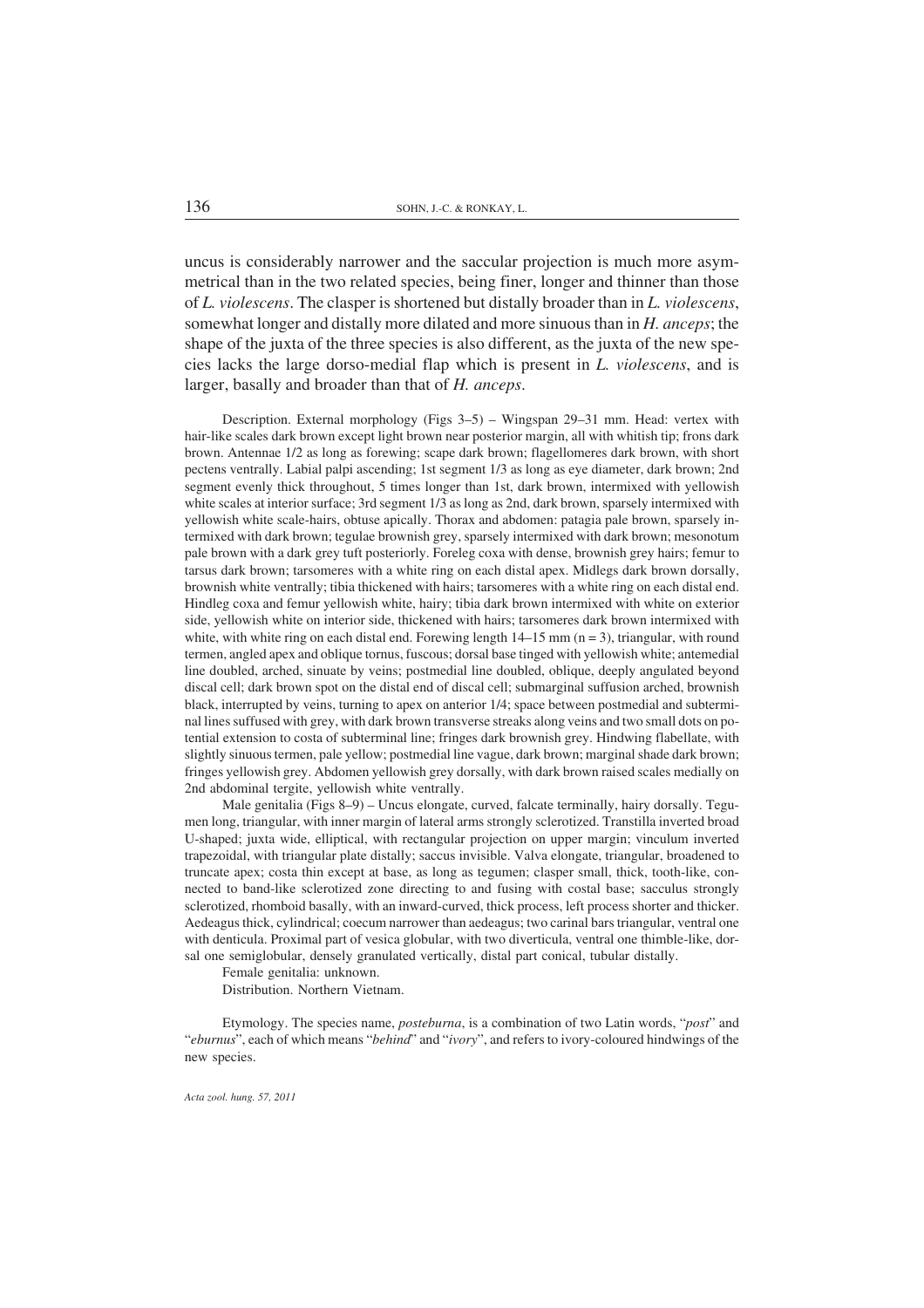uncus is considerably narrower and the saccular projection is much more asymmetrical than in the two related species, being finer, longer and thinner than those of *L. violescens*. The clasper is shortened but distally broader than in *L. violescens*, somewhat longer and distally more dilated and more sinuous than in *H. anceps*; the shape of the juxta of the three species is also different, as the juxta of the new species lacks the large dorso-medial flap which is present in *L. violescens*, and is larger, basally and broader than that of *H. anceps*.

Description. External morphology (Figs 3–5) – Wingspan 29–31 mm. Head: vertex with hair-like scales dark brown except light brown near posterior margin, all with whitish tip; frons dark brown. Antennae 1/2 as long as forewing; scape dark brown; flagellomeres dark brown, with short pectens ventrally. Labial palpi ascending; 1st segment 1/3 as long as eye diameter, dark brown; 2nd segment evenly thick throughout, 5 times longer than 1st, dark brown, intermixed with yellowish white scales at interior surface; 3rd segment 1/3 as long as 2nd, dark brown, sparsely intermixed with yellowish white scale-hairs, obtuse apically. Thorax and abdomen: patagia pale brown, sparsely intermixed with dark brown; tegulae brownish grey, sparsely intermixed with dark brown; mesonotum pale brown with a dark grey tuft posteriorly. Foreleg coxa with dense, brownish grey hairs; femur to tarsus dark brown; tarsomeres with a white ring on each distal apex. Midlegs dark brown dorsally, brownish white ventrally; tibia thickened with hairs; tarsomeres with a white ring on each distal end. Hindleg coxa and femur yellowish white, hairy; tibia dark brown intermixed with white on exterior side, yellowish white on interior side, thickened with hairs; tarsomeres dark brown intermixed with white, with white ring on each distal end. Forewing length 14–15 mm (n = 3), triangular, with round termen, angled apex and oblique tornus, fuscous; dorsal base tinged with yellowish white; antemedial line doubled, arched, sinuate by veins; postmedial line doubled, oblique, deeply angulated beyond discal cell; dark brown spot on the distal end of discal cell; submarginal suffusion arched, brownish black, interrupted by veins, turning to apex on anterior 1/4; space between postmedial and subterminal lines suffused with grey, with dark brown transverse streaks along veins and two small dots on potential extension to costa of subterminal line; fringes dark brownish grey. Hindwing flabellate, with slightly sinuous termen, pale yellow; postmedial line vague, dark brown; marginal shade dark brown; fringes yellowish grey. Abdomen yellowish grey dorsally, with dark brown raised scales medially on 2nd abdominal tergite, yellowish white ventrally.

Male genitalia (Figs 8–9) – Uncus elongate, curved, falcate terminally, hairy dorsally. Tegumen long, triangular, with inner margin of lateral arms strongly sclerotized. Transtilla inverted broad U-shaped; juxta wide, elliptical, with rectangular projection on upper margin; vinculum inverted trapezoidal, with triangular plate distally; saccus invisible. Valva elongate, triangular, broadened to truncate apex; costa thin except at base, as long as tegumen; clasper small, thick, tooth-like, connected to band-like sclerotized zone directing to and fusing with costal base; sacculus strongly sclerotized, rhomboid basally, with an inward-curved, thick process, left process shorter and thicker. Aedeagus thick, cylindrical; coecum narrower than aedeagus; two carinal bars triangular, ventral one with denticula. Proximal part of vesica globular, with two diverticula, ventral one thimble-like, dorsal one semiglobular, densely granulated vertically, distal part conical, tubular distally.

Female genitalia: unknown.

Distribution. Northern Vietnam.

Etymology. The species name, *posteburna*, is a combination of two Latin words, "*post*" and "*eburnus*", each of which means "*behind*" and "*ivory*", and refers to ivory-coloured hindwings of the new species.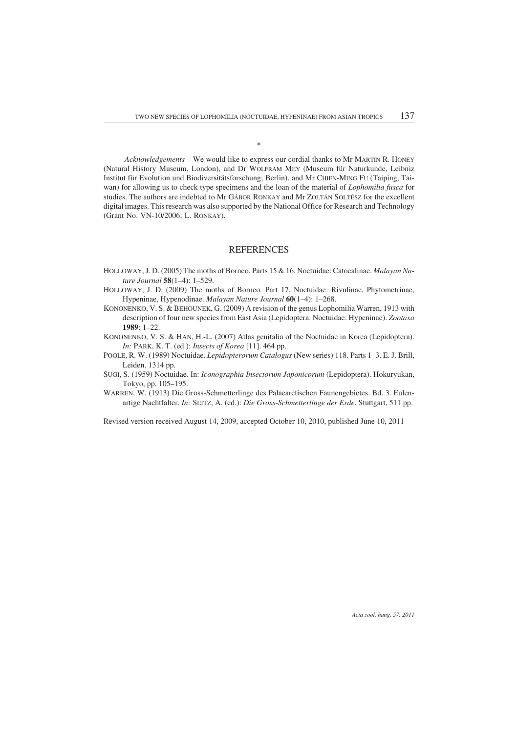\*

*Acknowledgements* – We would like to express our cordial thanks to Mr MARTIN R. HONEY (Natural History Museum, London), and Dr WOLFRAM MEY (Museum für Naturkunde, Leibniz Institut für Evolution und Biodiversitätsforschung; Berlin), and Mr CHIEN-MING FU (Taiping, Taiwan) for allowing us to check type specimens and the loan of the material of *Lophomilia fusca* for studies. The authors are indebted to Mr GÁBOR RONKAY and Mr ZOLTÁN SOLTÉSZ for the excellent digital images. This research was also supported by the National Office for Research and Technology (Grant No. VN-10/2006; L. RONKAY).

## REFERENCES

HOLLOWAY, J. D. (2005) The moths of Borneo. Parts 15 & 16, Noctuidae: Catocalinae. *Malayan Nature Journal* **58**(1–4): 1–529.

HOLLOWAY, J. D. (2009) The moths of Borneo. Part 17, Noctuidae: Rivulinae, Phytometrinae, Hypeninae, Hypenodinae. *Malayan Nature Journal* **60**(1–4): 1–268.

KONONENKO, V. S. & BEHOUNEK, G. (2009) A revision of the genus Lophomilia Warren, 1913 with description of four new species from East Asia (Lepidoptera: Noctuidae: Hypeninae). *Zootaxa* **1989**: 1–22.

KONONENKO, V. S. & HAN, H.-L. (2007) Atlas genitalia of the Noctuidae in Korea (Lepidoptera). *In:* PARK, K. T. (ed.): *Insects of Korea* [11]. 464 pp.

POOLE, R. W. (1989) Noctuidae. *Lepidopterorum Catalogus* (New series) 118. Parts 1–3. E. J. Brill, Leiden. 1314 pp.

SUGI, S. (1959) Noctuidae. In: *Iconographia Insectorum Japonicorum* (Lepidoptera). Hokuryukan, Tokyo, pp. 105–195.

WARREN, W. (1913) Die Gross-Schmetterlinge des Palaearctischen Faunengebietes. Bd. 3. Eulenartige Nachtfalter. *In:* SEITZ, A. (ed.): *Die Gross-Schmetterlinge der Erde*. Stuttgart, 511 pp.

Revised version received August 14, 2009, accepted October 10, 2010, published June 10, 2011